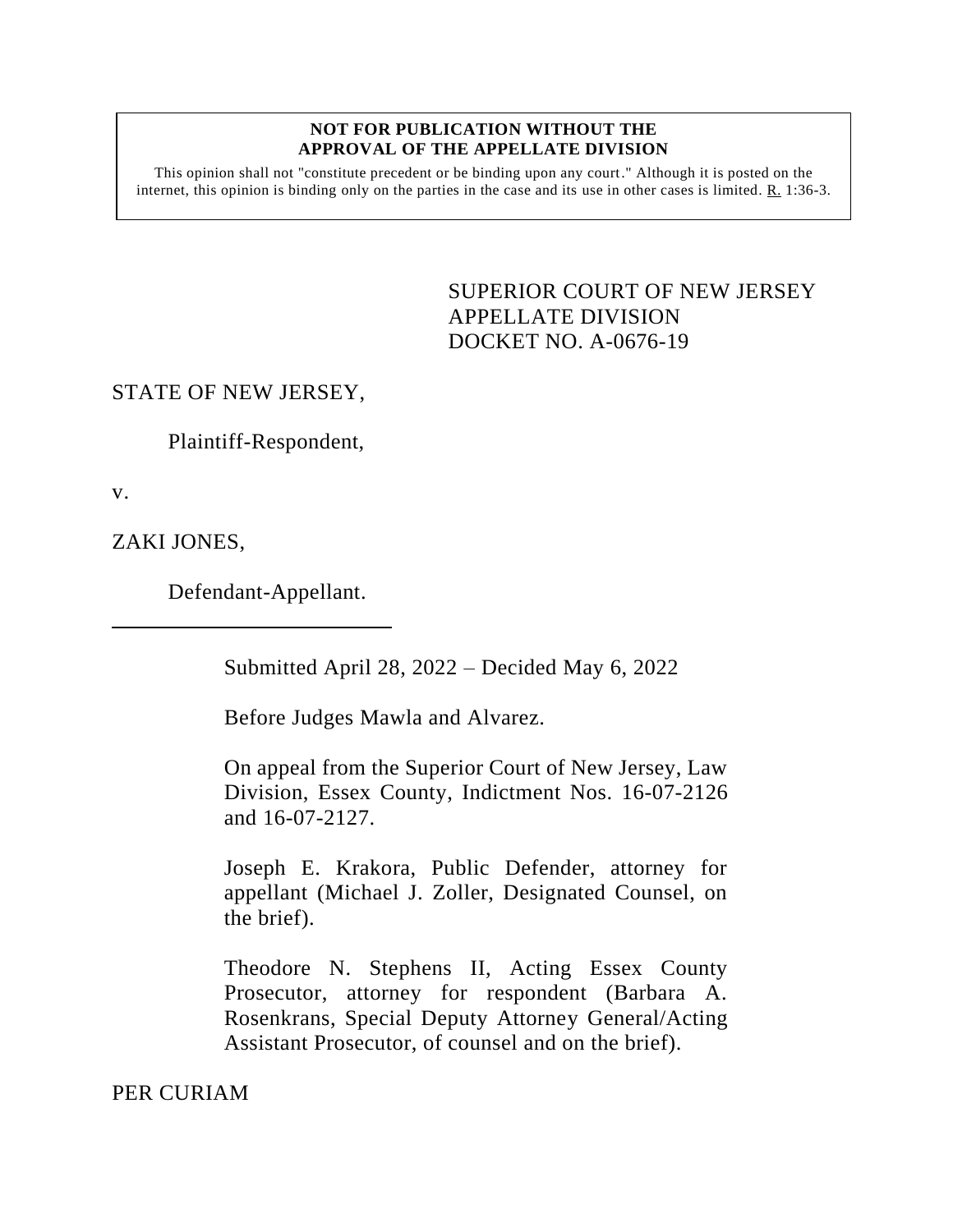**NOT FOR PUBLICATION WITHOUT THE APPROVAL OF THE APPELLATE DIVISION**

This opinion shall not "constitute precedent or be binding upon any court." Although it is posted on the internet, this opinion is binding only on the parties in the case and its use in other cases is limited. R. 1:36-3.

SUPERIOR COURT OF NEW JERSEY
APPELLATE DIVISION
DOCKET NO. A-0676-19

STATE OF NEW JERSEY,

Plaintiff-Respondent,

v.

ZAKI JONES,

Defendant-Appellant.

---

Submitted April 28, 2022 – Decided May 6, 2022

Before Judges Mawla and Alvarez.

On appeal from the Superior Court of New Jersey, Law Division, Essex County, Indictment Nos. 16-07-2126 and 16-07-2127.

Joseph E. Krakora, Public Defender, attorney for appellant (Michael J. Zoller, Designated Counsel, on the brief).

Theodore N. Stephens II, Acting Essex County Prosecutor, attorney for respondent (Barbara A. Rosenkrans, Special Deputy Attorney General/Acting Assistant Prosecutor, of counsel and on the brief).

PER CURIAM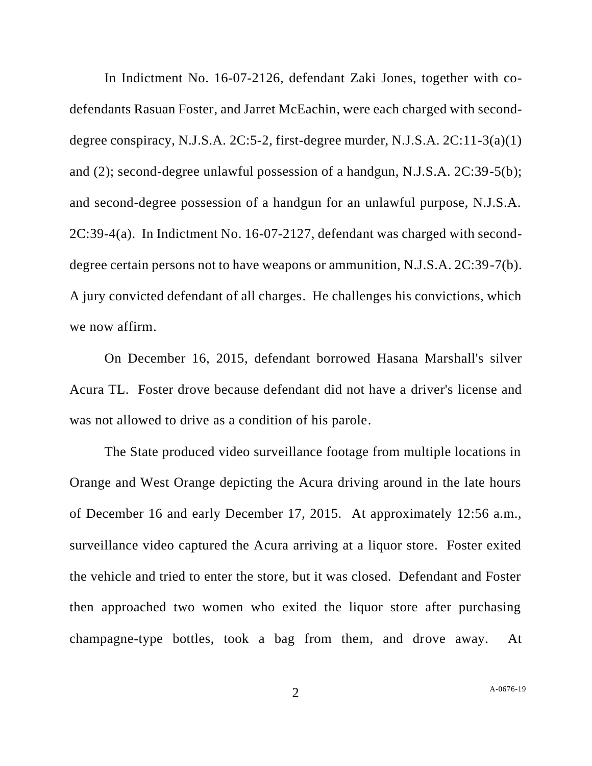In Indictment No. 16-07-2126, defendant Zaki Jones, together with co-defendants Rasuan Foster, and Jarret McEachin, were each charged with second-degree conspiracy, N.J.S.A. 2C:5-2, first-degree murder, N.J.S.A. 2C:11-3(a)(1) and (2); second-degree unlawful possession of a handgun, N.J.S.A. 2C:39-5(b); and second-degree possession of a handgun for an unlawful purpose, N.J.S.A. 2C:39-4(a). In Indictment No. 16-07-2127, defendant was charged with second-degree certain persons not to have weapons or ammunition, N.J.S.A. 2C:39-7(b). A jury convicted defendant of all charges. He challenges his convictions, which we now affirm.

On December 16, 2015, defendant borrowed Hasana Marshall's silver Acura TL. Foster drove because defendant did not have a driver's license and was not allowed to drive as a condition of his parole.

The State produced video surveillance footage from multiple locations in Orange and West Orange depicting the Acura driving around in the late hours of December 16 and early December 17, 2015. At approximately 12:56 a.m., surveillance video captured the Acura arriving at a liquor store. Foster exited the vehicle and tried to enter the store, but it was closed. Defendant and Foster then approached two women who exited the liquor store after purchasing champagne-type bottles, took a bag from them, and drove away. At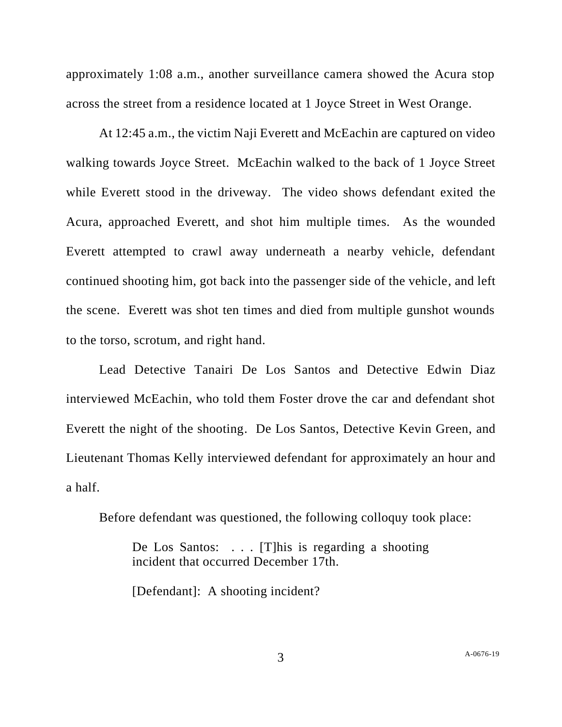approximately 1:08 a.m., another surveillance camera showed the Acura stop across the street from a residence located at 1 Joyce Street in West Orange.

At 12:45 a.m., the victim Naji Everett and McEachin are captured on video walking towards Joyce Street. McEachin walked to the back of 1 Joyce Street while Everett stood in the driveway. The video shows defendant exited the Acura, approached Everett, and shot him multiple times. As the wounded Everett attempted to crawl away underneath a nearby vehicle, defendant continued shooting him, got back into the passenger side of the vehicle, and left the scene. Everett was shot ten times and died from multiple gunshot wounds to the torso, scrotum, and right hand.

Lead Detective Tanairi De Los Santos and Detective Edwin Diaz interviewed McEachin, who told them Foster drove the car and defendant shot Everett the night of the shooting. De Los Santos, Detective Kevin Green, and Lieutenant Thomas Kelly interviewed defendant for approximately an hour and a half.

Before defendant was questioned, the following colloquy took place:

> De Los Santos: . . . [T]his is regarding a shooting incident that occurred December 17th.
>
> [Defendant]: A shooting incident?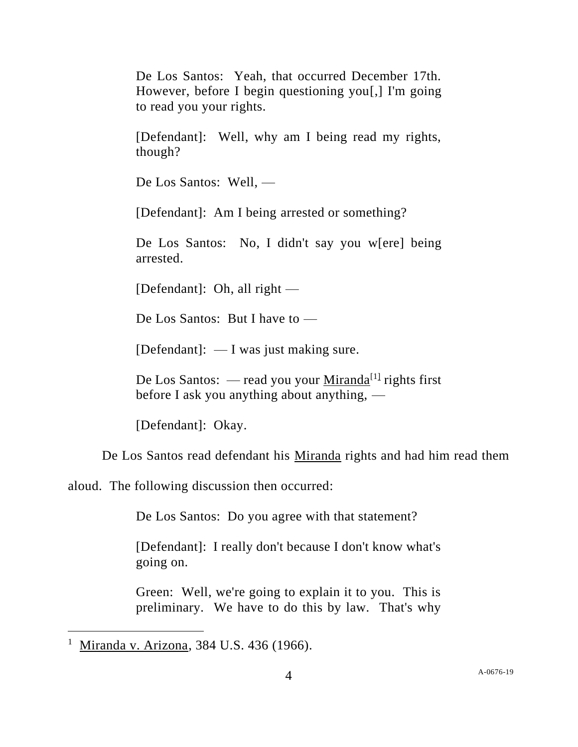> De Los Santos: Yeah, that occurred December 17th. However, before I begin questioning you[,] I'm going to read you your rights.
>
> [Defendant]: Well, why am I being read my rights, though?
>
> De Los Santos: Well, —
>
> [Defendant]: Am I being arrested or something?
>
> De Los Santos: No, I didn't say you w[ere] being arrested.
>
> [Defendant]: Oh, all right —
>
> De Los Santos: But I have to —
>
> [Defendant]: — I was just making sure.
>
> De Los Santos: — read you your Miranda[1] rights first before I ask you anything about anything, —
>
> [Defendant]: Okay.

De Los Santos read defendant his Miranda rights and had him read them aloud. The following discussion then occurred:

> De Los Santos: Do you agree with that statement?
>
> [Defendant]: I really don't because I don't know what's going on.
>
> Green: Well, we're going to explain it to you. This is preliminary. We have to do this by law. That's why

---

[1] Miranda v. Arizona, 384 U.S. 436 (1966).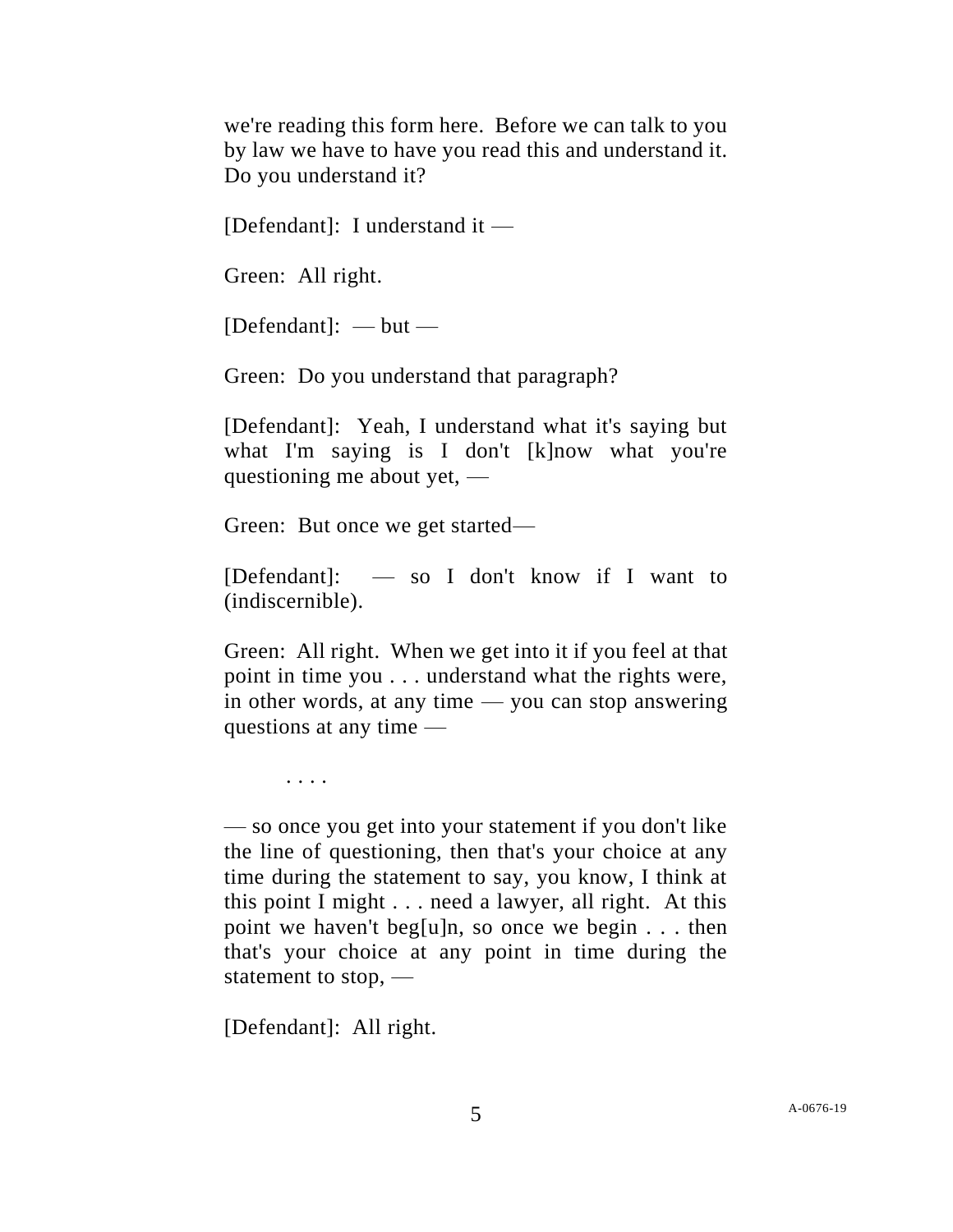we're reading this form here. Before we can talk to you by law we have to have you read this and understand it. Do you understand it?

[Defendant]: I understand it —

Green: All right.

[Defendant]: — but —

Green: Do you understand that paragraph?

[Defendant]: Yeah, I understand what it's saying but what I'm saying is I don't [k]now what you're questioning me about yet, —

Green: But once we get started—

[Defendant]: — so I don't know if I want to (indiscernible).

Green: All right. When we get into it if you feel at that point in time you . . . understand what the rights were, in other words, at any time — you can stop answering questions at any time —

. . . .

— so once you get into your statement if you don't like the line of questioning, then that's your choice at any time during the statement to say, you know, I think at this point I might . . . need a lawyer, all right. At this point we haven't beg[u]n, so once we begin . . . then that's your choice at any point in time during the statement to stop, —

[Defendant]: All right.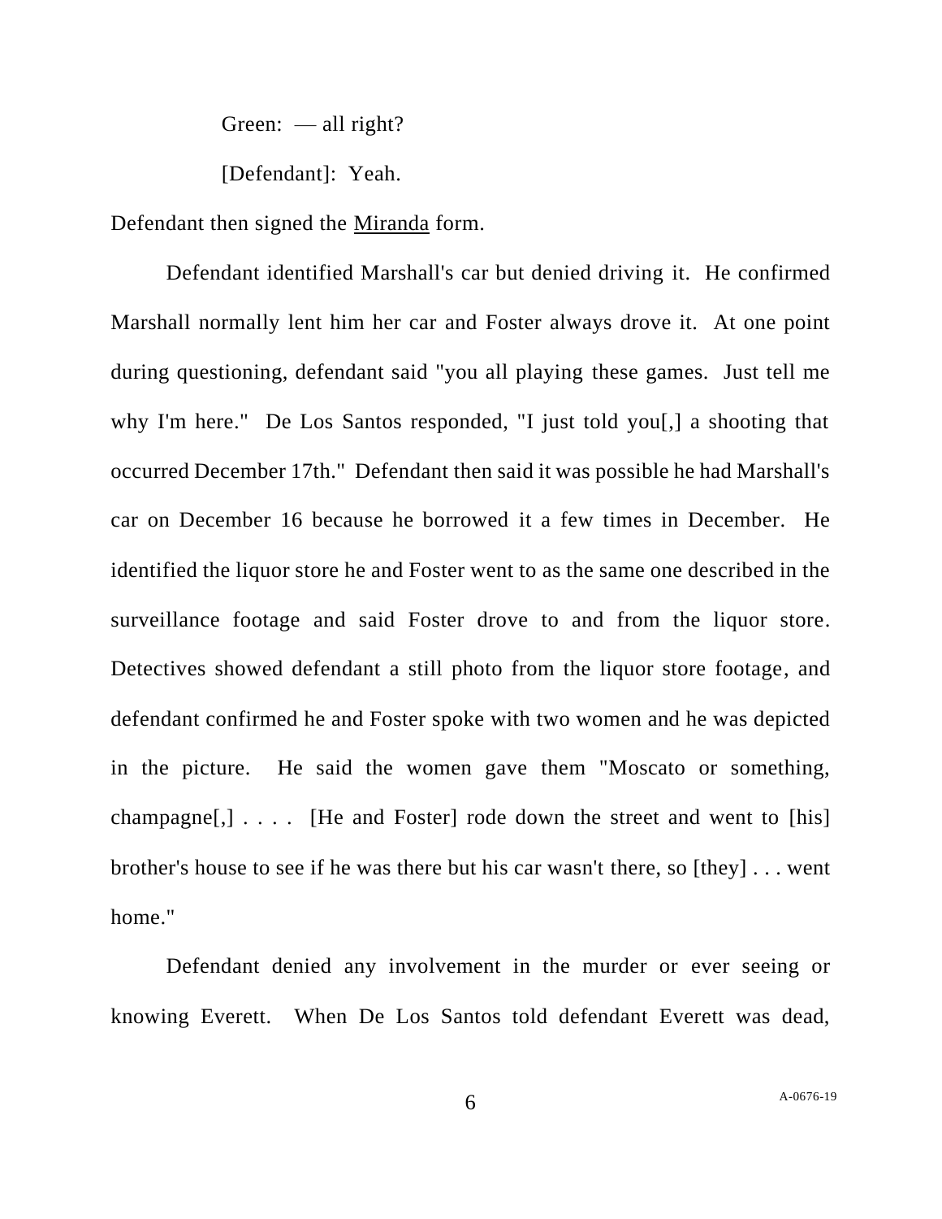Green: — all right?

[Defendant]: Yeah.

Defendant then signed the Miranda form.

Defendant identified Marshall's car but denied driving it. He confirmed Marshall normally lent him her car and Foster always drove it. At one point during questioning, defendant said "you all playing these games. Just tell me why I'm here." De Los Santos responded, "I just told you[,] a shooting that occurred December 17th." Defendant then said it was possible he had Marshall's car on December 16 because he borrowed it a few times in December. He identified the liquor store he and Foster went to as the same one described in the surveillance footage and said Foster drove to and from the liquor store. Detectives showed defendant a still photo from the liquor store footage, and defendant confirmed he and Foster spoke with two women and he was depicted in the picture. He said the women gave them "Moscato or something, champagne[,] . . . . [He and Foster] rode down the street and went to [his] brother's house to see if he was there but his car wasn't there, so [they] . . . went home."

Defendant denied any involvement in the murder or ever seeing or knowing Everett. When De Los Santos told defendant Everett was dead,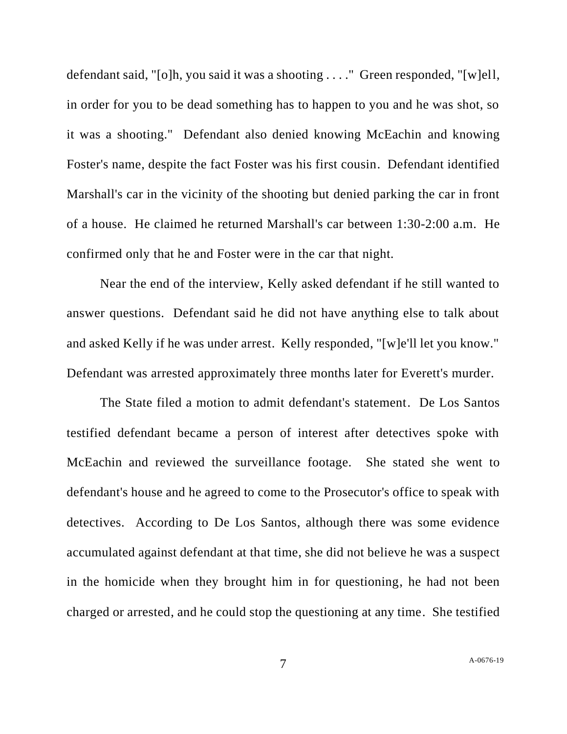defendant said, "[o]h, you said it was a shooting . . . ." Green responded, "[w]ell, in order for you to be dead something has to happen to you and he was shot, so it was a shooting." Defendant also denied knowing McEachin and knowing Foster's name, despite the fact Foster was his first cousin. Defendant identified Marshall's car in the vicinity of the shooting but denied parking the car in front of a house. He claimed he returned Marshall's car between 1:30-2:00 a.m. He confirmed only that he and Foster were in the car that night.

Near the end of the interview, Kelly asked defendant if he still wanted to answer questions. Defendant said he did not have anything else to talk about and asked Kelly if he was under arrest. Kelly responded, "[w]e'll let you know." Defendant was arrested approximately three months later for Everett's murder.

The State filed a motion to admit defendant's statement. De Los Santos testified defendant became a person of interest after detectives spoke with McEachin and reviewed the surveillance footage. She stated she went to defendant's house and he agreed to come to the Prosecutor's office to speak with detectives. According to De Los Santos, although there was some evidence accumulated against defendant at that time, she did not believe he was a suspect in the homicide when they brought him in for questioning, he had not been charged or arrested, and he could stop the questioning at any time. She testified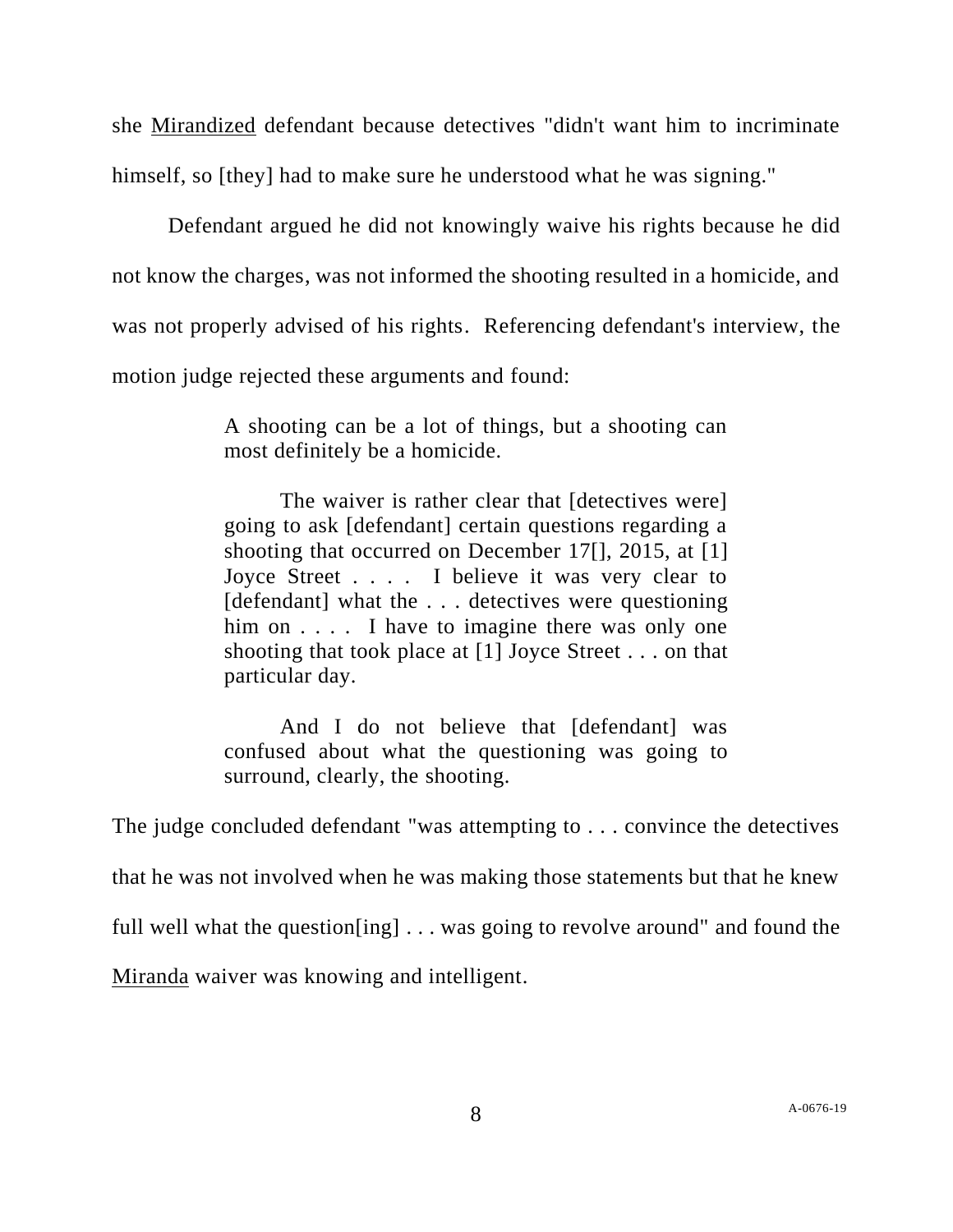she Mirandized defendant because detectives "didn't want him to incriminate himself, so [they] had to make sure he understood what he was signing."

Defendant argued he did not knowingly waive his rights because he did not know the charges, was not informed the shooting resulted in a homicide, and was not properly advised of his rights. Referencing defendant's interview, the motion judge rejected these arguments and found:

> A shooting can be a lot of things, but a shooting can most definitely be a homicide.
>
> The waiver is rather clear that [detectives were] going to ask [defendant] certain questions regarding a shooting that occurred on December 17[], 2015, at [1] Joyce Street . . . . I believe it was very clear to [defendant] what the . . . detectives were questioning him on . . . . I have to imagine there was only one shooting that took place at [1] Joyce Street . . . on that particular day.
>
> And I do not believe that [defendant] was confused about what the questioning was going to surround, clearly, the shooting.

The judge concluded defendant "was attempting to . . . convince the detectives that he was not involved when he was making those statements but that he knew full well what the question[ing] . . . was going to revolve around" and found the Miranda waiver was knowing and intelligent.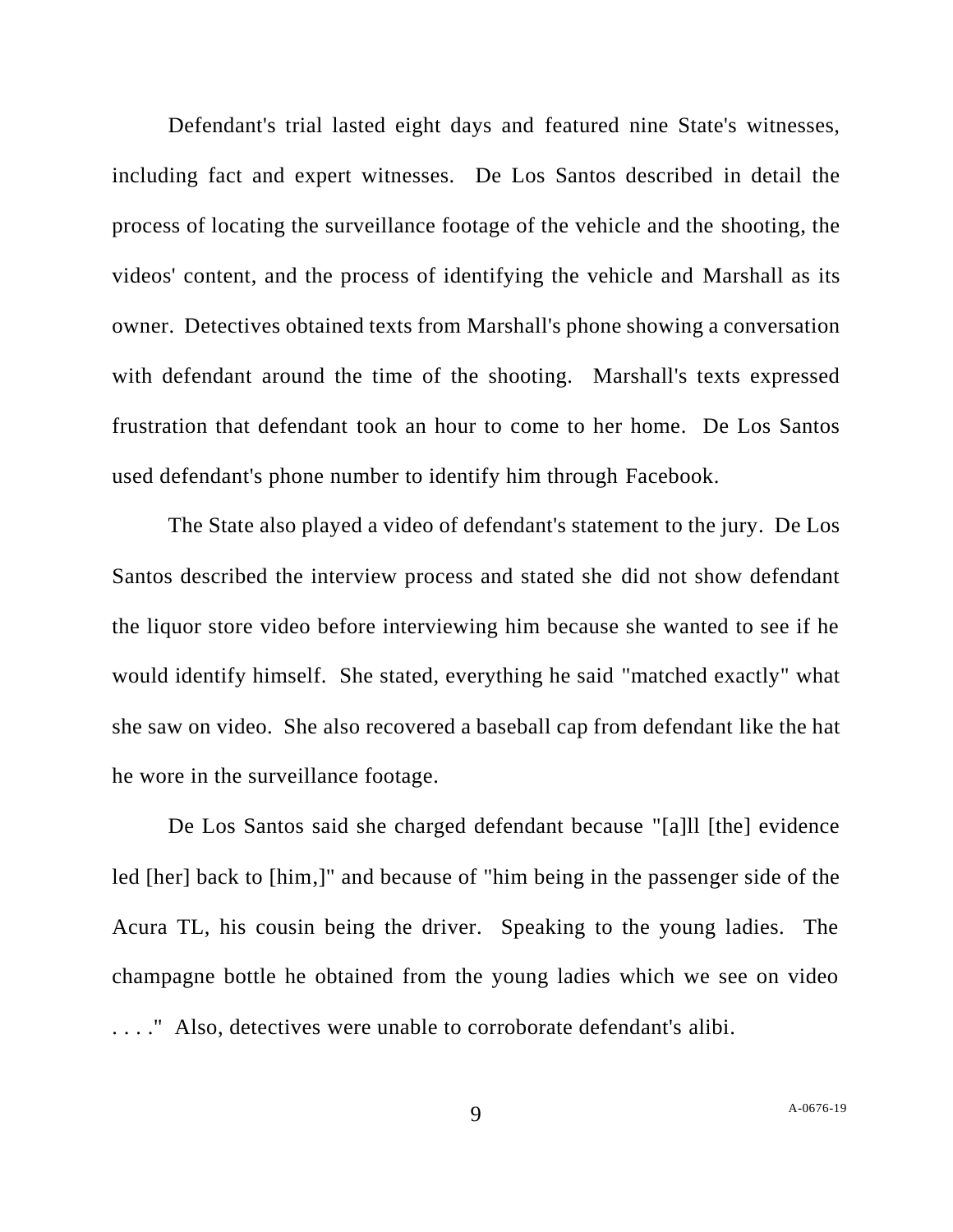Defendant's trial lasted eight days and featured nine State's witnesses, including fact and expert witnesses. De Los Santos described in detail the process of locating the surveillance footage of the vehicle and the shooting, the videos' content, and the process of identifying the vehicle and Marshall as its owner. Detectives obtained texts from Marshall's phone showing a conversation with defendant around the time of the shooting. Marshall's texts expressed frustration that defendant took an hour to come to her home. De Los Santos used defendant's phone number to identify him through Facebook.

The State also played a video of defendant's statement to the jury. De Los Santos described the interview process and stated she did not show defendant the liquor store video before interviewing him because she wanted to see if he would identify himself. She stated, everything he said "matched exactly" what she saw on video. She also recovered a baseball cap from defendant like the hat he wore in the surveillance footage.

De Los Santos said she charged defendant because "[a]ll [the] evidence led [her] back to [him,]" and because of "him being in the passenger side of the Acura TL, his cousin being the driver. Speaking to the young ladies. The champagne bottle he obtained from the young ladies which we see on video . . . ." Also, detectives were unable to corroborate defendant's alibi.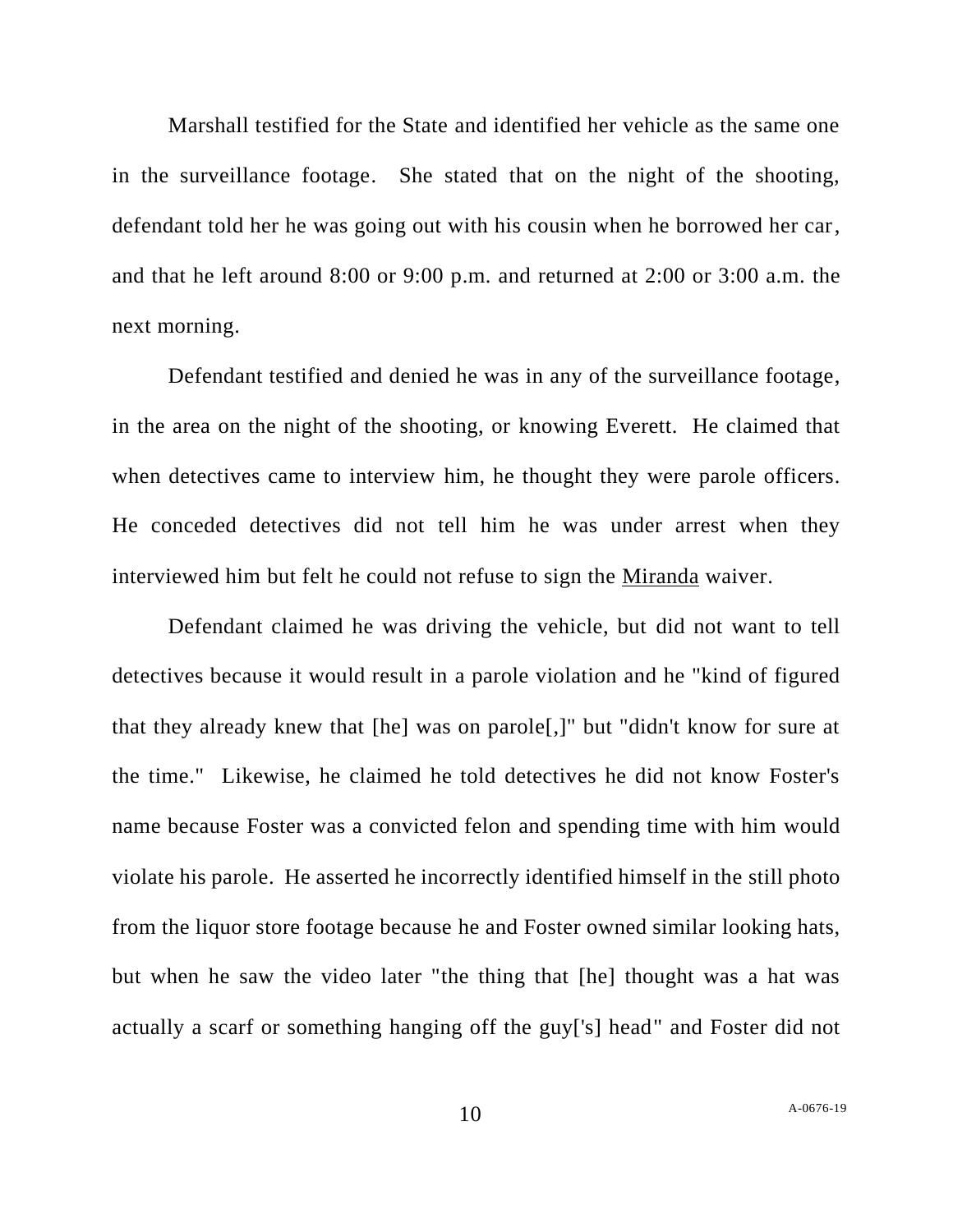Marshall testified for the State and identified her vehicle as the same one in the surveillance footage. She stated that on the night of the shooting, defendant told her he was going out with his cousin when he borrowed her car, and that he left around 8:00 or 9:00 p.m. and returned at 2:00 or 3:00 a.m. the next morning.

Defendant testified and denied he was in any of the surveillance footage, in the area on the night of the shooting, or knowing Everett. He claimed that when detectives came to interview him, he thought they were parole officers. He conceded detectives did not tell him he was under arrest when they interviewed him but felt he could not refuse to sign the Miranda waiver.

Defendant claimed he was driving the vehicle, but did not want to tell detectives because it would result in a parole violation and he "kind of figured that they already knew that [he] was on parole[,]" but "didn't know for sure at the time." Likewise, he claimed he told detectives he did not know Foster's name because Foster was a convicted felon and spending time with him would violate his parole. He asserted he incorrectly identified himself in the still photo from the liquor store footage because he and Foster owned similar looking hats, but when he saw the video later "the thing that [he] thought was a hat was actually a scarf or something hanging off the guy['s] head" and Foster did not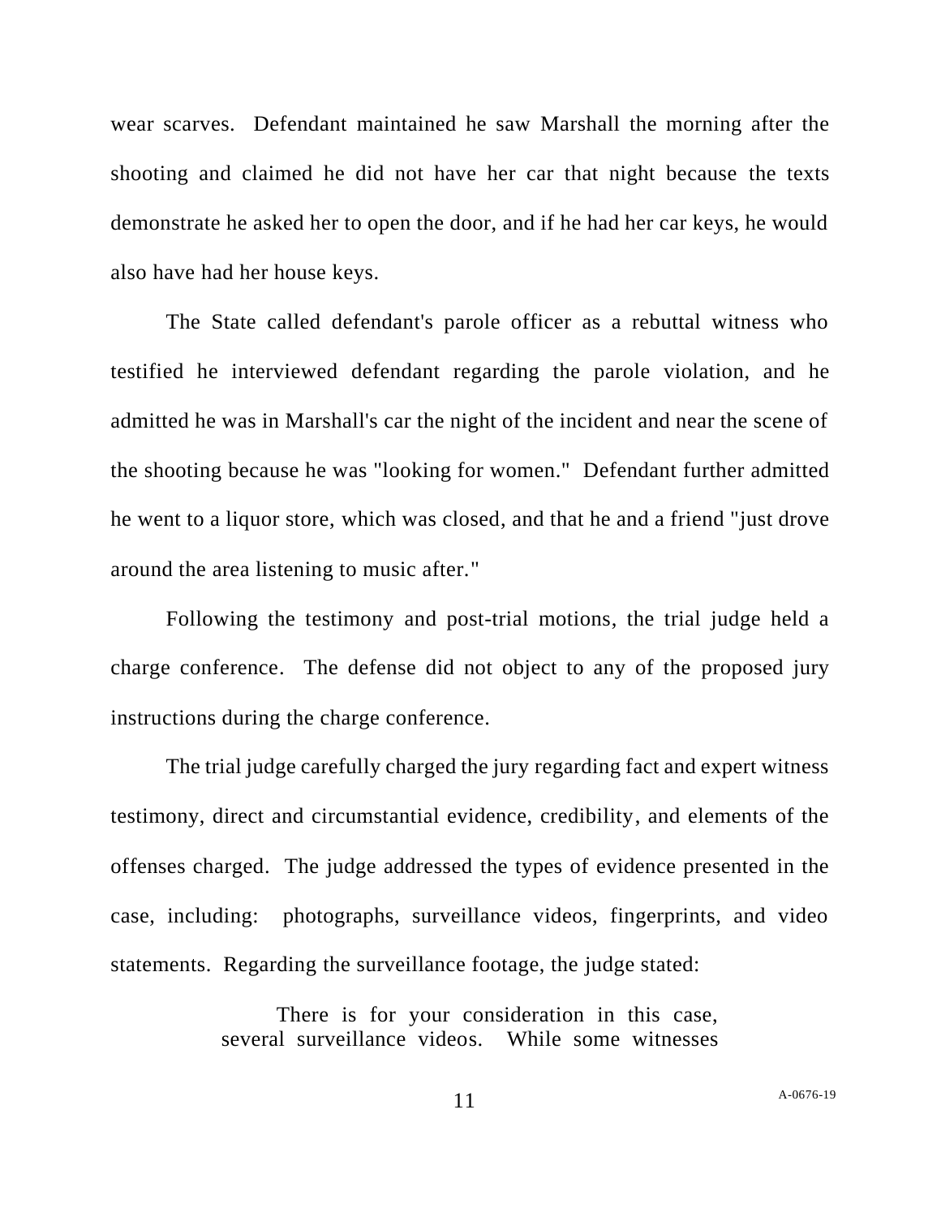wear scarves. Defendant maintained he saw Marshall the morning after the shooting and claimed he did not have her car that night because the texts demonstrate he asked her to open the door, and if he had her car keys, he would also have had her house keys.

The State called defendant's parole officer as a rebuttal witness who testified he interviewed defendant regarding the parole violation, and he admitted he was in Marshall's car the night of the incident and near the scene of the shooting because he was "looking for women." Defendant further admitted he went to a liquor store, which was closed, and that he and a friend "just drove around the area listening to music after."

Following the testimony and post-trial motions, the trial judge held a charge conference. The defense did not object to any of the proposed jury instructions during the charge conference.

The trial judge carefully charged the jury regarding fact and expert witness testimony, direct and circumstantial evidence, credibility, and elements of the offenses charged. The judge addressed the types of evidence presented in the case, including: photographs, surveillance videos, fingerprints, and video statements. Regarding the surveillance footage, the judge stated:

> There is for your consideration in this case, several surveillance videos. While some witnesses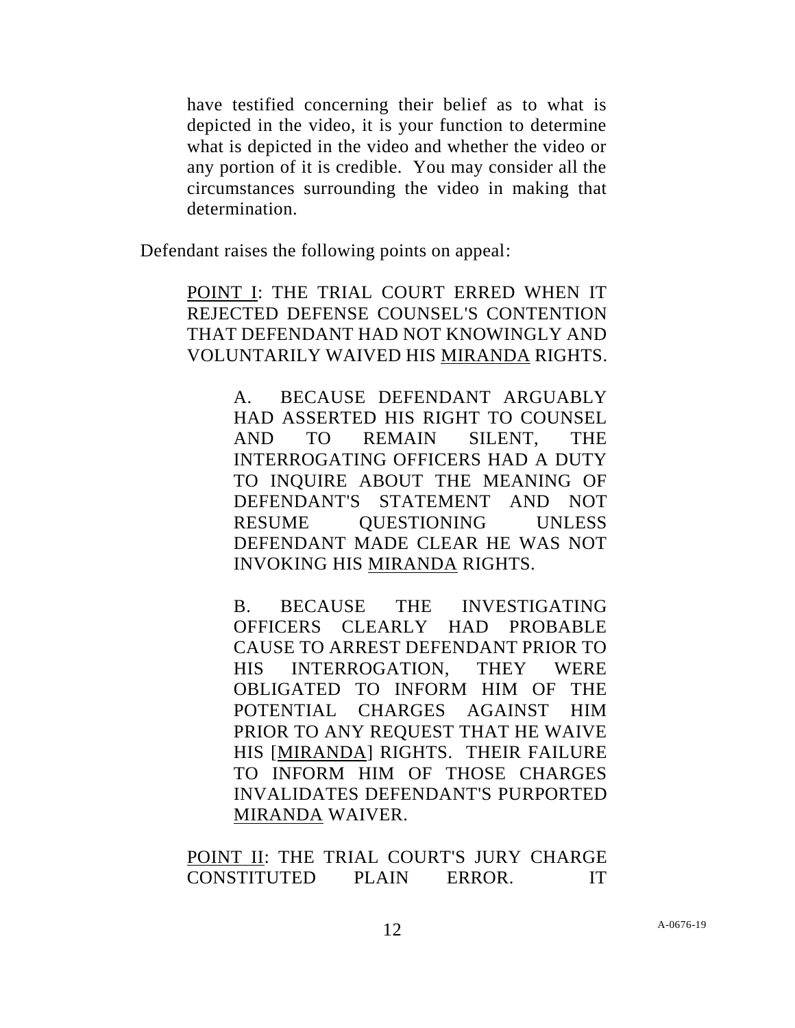> have testified concerning their belief as to what is depicted in the video, it is your function to determine what is depicted in the video and whether the video or any portion of it is credible. You may consider all the circumstances surrounding the video in making that determination.

Defendant raises the following points on appeal:

> POINT I: THE TRIAL COURT ERRED WHEN IT REJECTED DEFENSE COUNSEL'S CONTENTION THAT DEFENDANT HAD NOT KNOWINGLY AND VOLUNTARILY WAIVED HIS MIRANDA RIGHTS.
>
> > A. BECAUSE DEFENDANT ARGUABLY HAD ASSERTED HIS RIGHT TO COUNSEL AND TO REMAIN SILENT, THE INTERROGATING OFFICERS HAD A DUTY TO INQUIRE ABOUT THE MEANING OF DEFENDANT'S STATEMENT AND NOT RESUME QUESTIONING UNLESS DEFENDANT MADE CLEAR HE WAS NOT INVOKING HIS MIRANDA RIGHTS.
> >
> > B. BECAUSE THE INVESTIGATING OFFICERS CLEARLY HAD PROBABLE CAUSE TO ARREST DEFENDANT PRIOR TO HIS INTERROGATION, THEY WERE OBLIGATED TO INFORM HIM OF THE POTENTIAL CHARGES AGAINST HIM PRIOR TO ANY REQUEST THAT HE WAIVE HIS [MIRANDA] RIGHTS. THEIR FAILURE TO INFORM HIM OF THOSE CHARGES INVALIDATES DEFENDANT'S PURPORTED MIRANDA WAIVER.
>
> POINT II: THE TRIAL COURT'S JURY CHARGE CONSTITUTED PLAIN ERROR. IT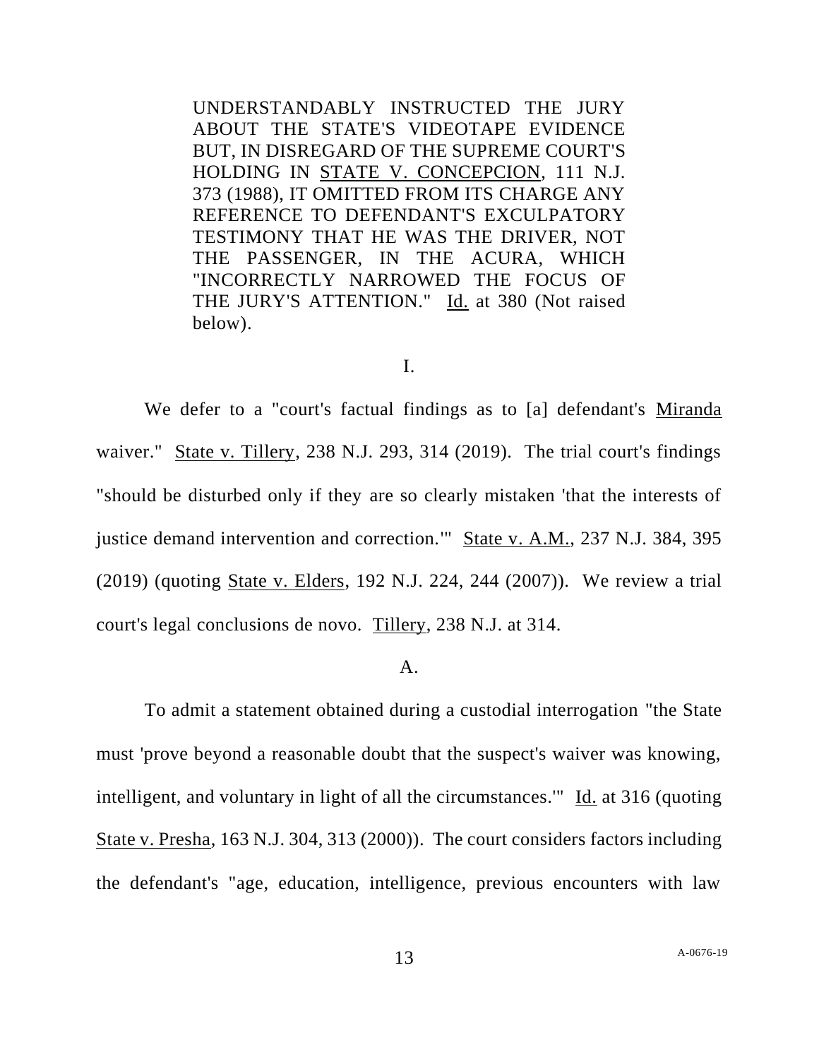UNDERSTANDABLY INSTRUCTED THE JURY ABOUT THE STATE'S VIDEOTAPE EVIDENCE BUT, IN DISREGARD OF THE SUPREME COURT'S HOLDING IN STATE V. CONCEPCION, 111 N.J. 373 (1988), IT OMITTED FROM ITS CHARGE ANY REFERENCE TO DEFENDANT'S EXCULPATORY TESTIMONY THAT HE WAS THE DRIVER, NOT THE PASSENGER, IN THE ACURA, WHICH "INCORRECTLY NARROWED THE FOCUS OF THE JURY'S ATTENTION." Id. at 380 (Not raised below).

I.

We defer to a "court's factual findings as to [a] defendant's Miranda waiver." State v. Tillery, 238 N.J. 293, 314 (2019). The trial court's findings "should be disturbed only if they are so clearly mistaken 'that the interests of justice demand intervention and correction.'" State v. A.M., 237 N.J. 384, 395 (2019) (quoting State v. Elders, 192 N.J. 224, 244 (2007)). We review a trial court's legal conclusions de novo. Tillery, 238 N.J. at 314.

A.

To admit a statement obtained during a custodial interrogation "the State must 'prove beyond a reasonable doubt that the suspect's waiver was knowing, intelligent, and voluntary in light of all the circumstances.'" Id. at 316 (quoting State v. Presha, 163 N.J. 304, 313 (2000)). The court considers factors including the defendant's "age, education, intelligence, previous encounters with law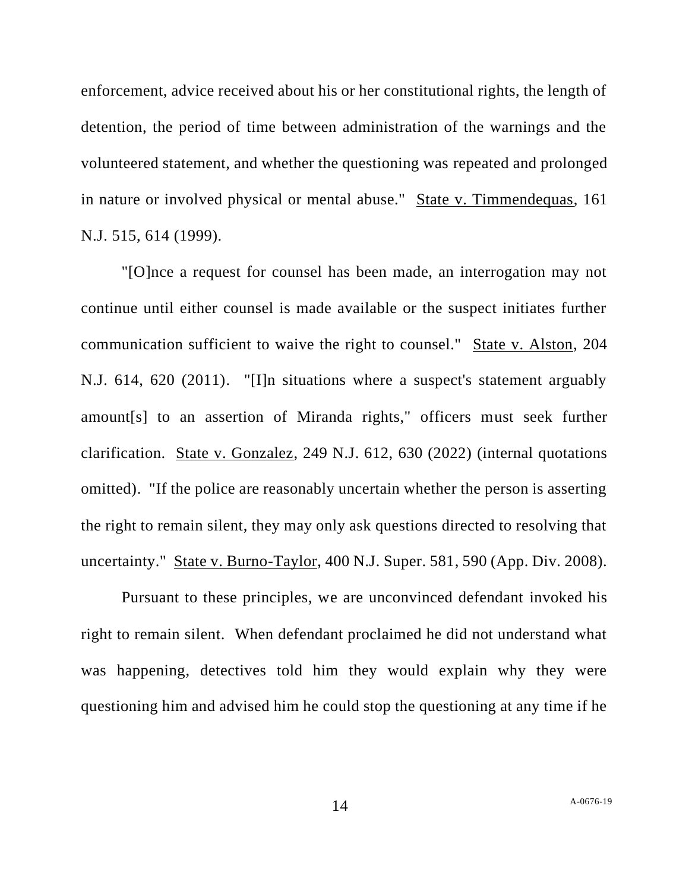enforcement, advice received about his or her constitutional rights, the length of detention, the period of time between administration of the warnings and the volunteered statement, and whether the questioning was repeated and prolonged in nature or involved physical or mental abuse." State v. Timmendequas, 161 N.J. 515, 614 (1999).

"[O]nce a request for counsel has been made, an interrogation may not continue until either counsel is made available or the suspect initiates further communication sufficient to waive the right to counsel." State v. Alston, 204 N.J. 614, 620 (2011). "[I]n situations where a suspect's statement arguably amount[s] to an assertion of Miranda rights," officers must seek further clarification. State v. Gonzalez, 249 N.J. 612, 630 (2022) (internal quotations omitted). "If the police are reasonably uncertain whether the person is asserting the right to remain silent, they may only ask questions directed to resolving that uncertainty." State v. Burno-Taylor, 400 N.J. Super. 581, 590 (App. Div. 2008).

Pursuant to these principles, we are unconvinced defendant invoked his right to remain silent. When defendant proclaimed he did not understand what was happening, detectives told him they would explain why they were questioning him and advised him he could stop the questioning at any time if he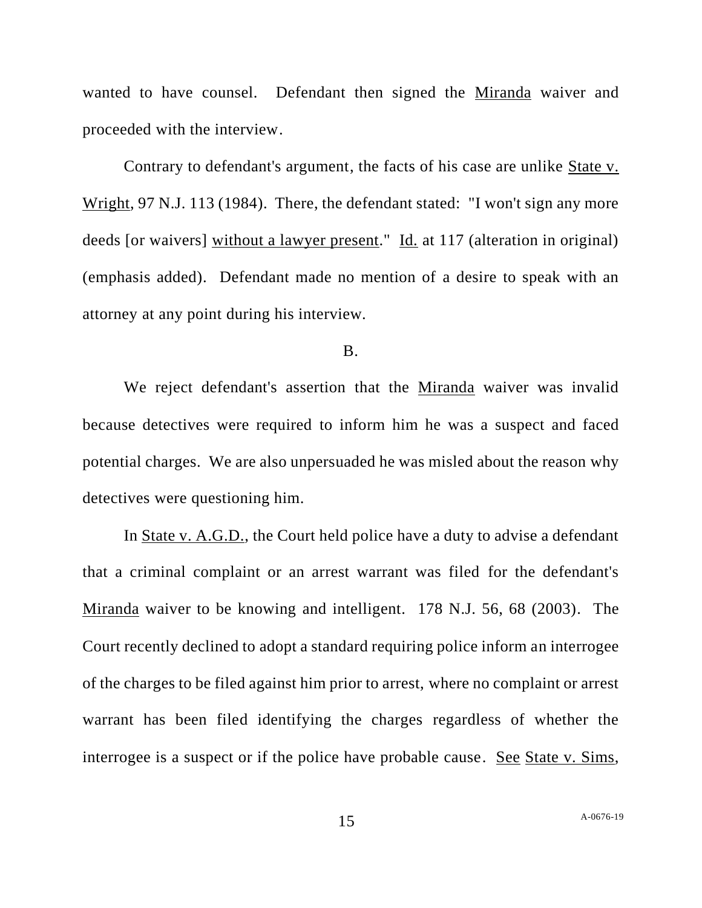wanted to have counsel. Defendant then signed the Miranda waiver and proceeded with the interview.

Contrary to defendant's argument, the facts of his case are unlike State v. Wright, 97 N.J. 113 (1984). There, the defendant stated: "I won't sign any more deeds [or waivers] without a lawyer present." Id. at 117 (alteration in original) (emphasis added). Defendant made no mention of a desire to speak with an attorney at any point during his interview.

B.

We reject defendant's assertion that the Miranda waiver was invalid because detectives were required to inform him he was a suspect and faced potential charges. We are also unpersuaded he was misled about the reason why detectives were questioning him.

In State v. A.G.D., the Court held police have a duty to advise a defendant that a criminal complaint or an arrest warrant was filed for the defendant's Miranda waiver to be knowing and intelligent. 178 N.J. 56, 68 (2003). The Court recently declined to adopt a standard requiring police inform an interrogee of the charges to be filed against him prior to arrest, where no complaint or arrest warrant has been filed identifying the charges regardless of whether the interrogee is a suspect or if the police have probable cause. See State v. Sims,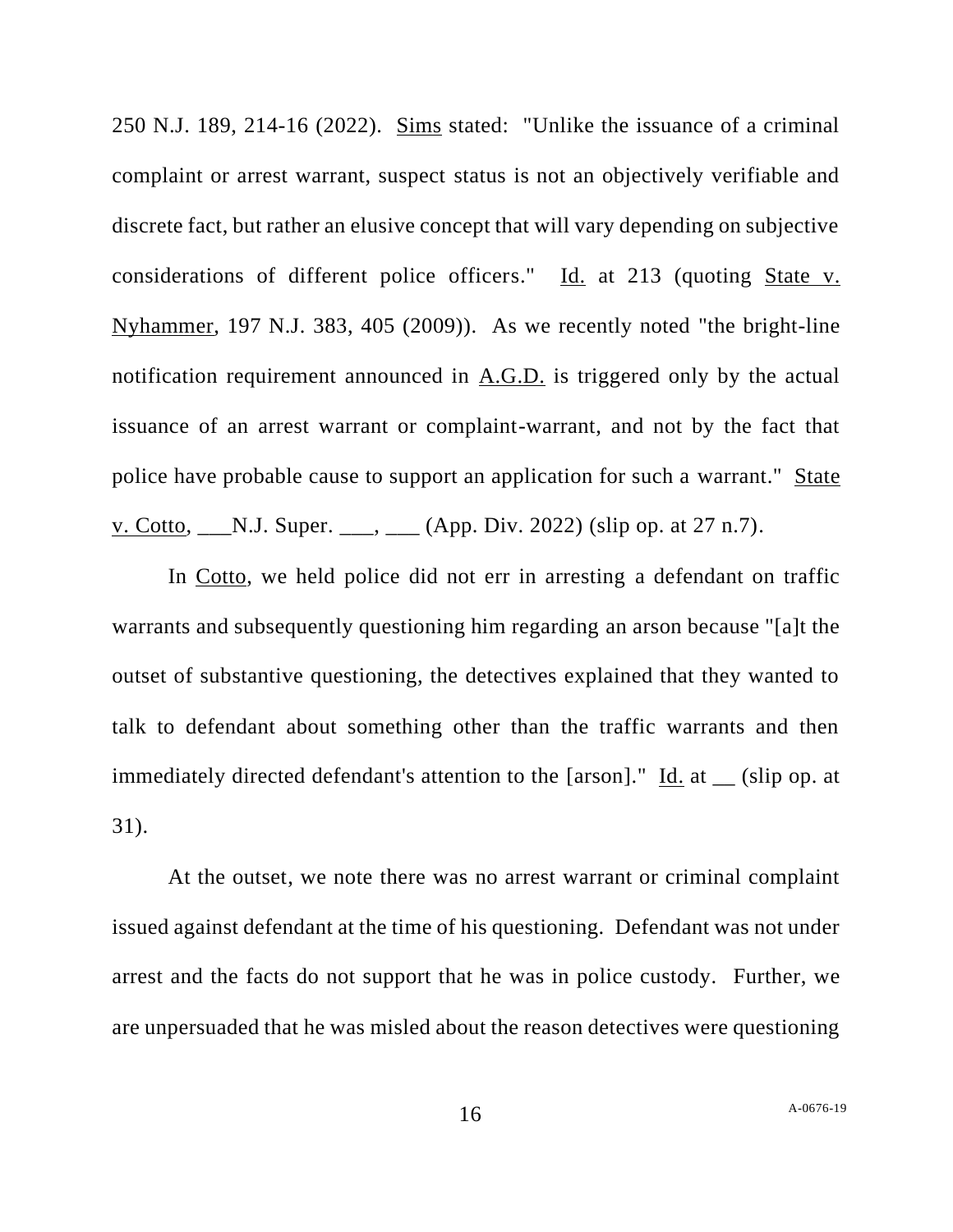250 N.J. 189, 214-16 (2022). Sims stated: "Unlike the issuance of a criminal complaint or arrest warrant, suspect status is not an objectively verifiable and discrete fact, but rather an elusive concept that will vary depending on subjective considerations of different police officers." Id. at 213 (quoting State v. Nyhammer, 197 N.J. 383, 405 (2009)). As we recently noted "the bright-line notification requirement announced in A.G.D. is triggered only by the actual issuance of an arrest warrant or complaint-warrant, and not by the fact that police have probable cause to support an application for such a warrant." State v. Cotto, ___N.J. Super. ___, ___ (App. Div. 2022) (slip op. at 27 n.7).

In Cotto, we held police did not err in arresting a defendant on traffic warrants and subsequently questioning him regarding an arson because "[a]t the outset of substantive questioning, the detectives explained that they wanted to talk to defendant about something other than the traffic warrants and then immediately directed defendant's attention to the [arson]." Id. at __ (slip op. at 31).

At the outset, we note there was no arrest warrant or criminal complaint issued against defendant at the time of his questioning. Defendant was not under arrest and the facts do not support that he was in police custody. Further, we are unpersuaded that he was misled about the reason detectives were questioning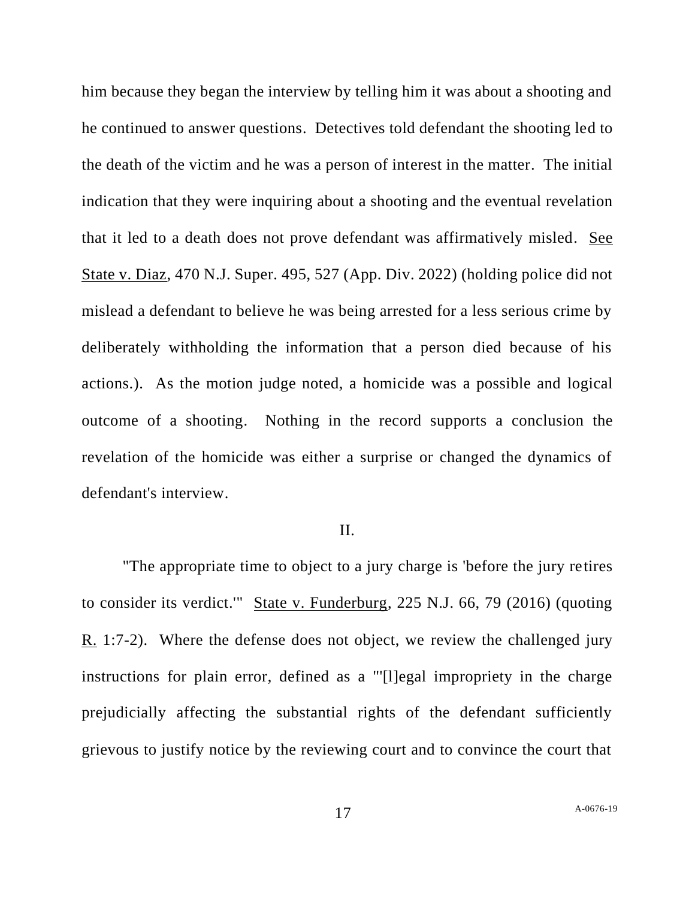him because they began the interview by telling him it was about a shooting and he continued to answer questions. Detectives told defendant the shooting led to the death of the victim and he was a person of interest in the matter. The initial indication that they were inquiring about a shooting and the eventual revelation that it led to a death does not prove defendant was affirmatively misled. See State v. Diaz, 470 N.J. Super. 495, 527 (App. Div. 2022) (holding police did not mislead a defendant to believe he was being arrested for a less serious crime by deliberately withholding the information that a person died because of his actions.). As the motion judge noted, a homicide was a possible and logical outcome of a shooting. Nothing in the record supports a conclusion the revelation of the homicide was either a surprise or changed the dynamics of defendant's interview.

II.

"The appropriate time to object to a jury charge is 'before the jury retires to consider its verdict.'" State v. Funderburg, 225 N.J. 66, 79 (2016) (quoting R. 1:7-2). Where the defense does not object, we review the challenged jury instructions for plain error, defined as a "'[l]egal impropriety in the charge prejudicially affecting the substantial rights of the defendant sufficiently grievous to justify notice by the reviewing court and to convince the court that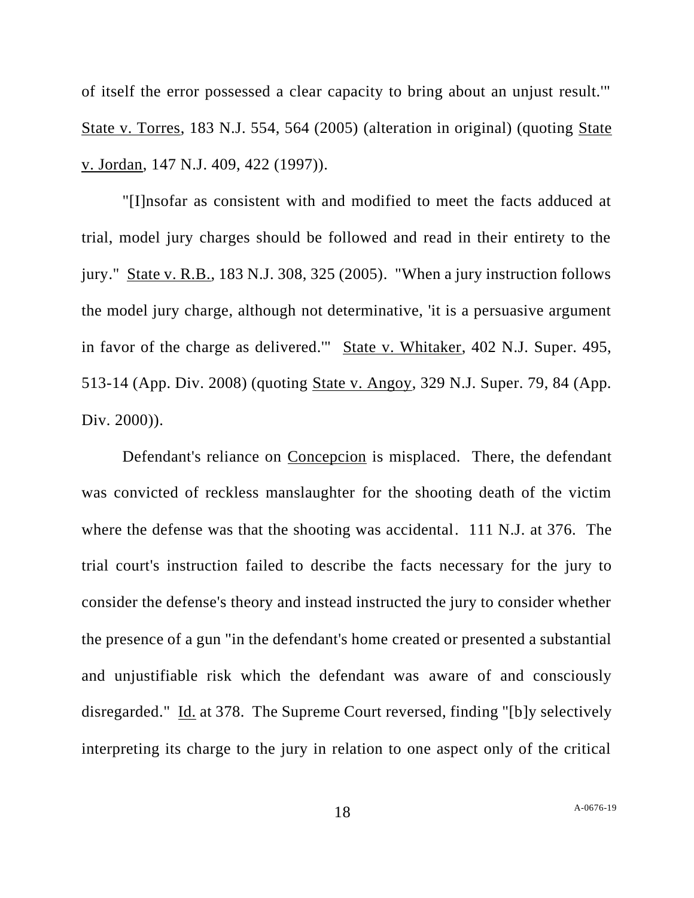of itself the error possessed a clear capacity to bring about an unjust result.'" State v. Torres, 183 N.J. 554, 564 (2005) (alteration in original) (quoting State v. Jordan, 147 N.J. 409, 422 (1997)).

"[I]nsofar as consistent with and modified to meet the facts adduced at trial, model jury charges should be followed and read in their entirety to the jury." State v. R.B., 183 N.J. 308, 325 (2005). "When a jury instruction follows the model jury charge, although not determinative, 'it is a persuasive argument in favor of the charge as delivered.'" State v. Whitaker, 402 N.J. Super. 495, 513-14 (App. Div. 2008) (quoting State v. Angoy, 329 N.J. Super. 79, 84 (App. Div. 2000)).

Defendant's reliance on Concepcion is misplaced. There, the defendant was convicted of reckless manslaughter for the shooting death of the victim where the defense was that the shooting was accidental. 111 N.J. at 376. The trial court's instruction failed to describe the facts necessary for the jury to consider the defense's theory and instead instructed the jury to consider whether the presence of a gun "in the defendant's home created or presented a substantial and unjustifiable risk which the defendant was aware of and consciously disregarded." Id. at 378. The Supreme Court reversed, finding "[b]y selectively interpreting its charge to the jury in relation to one aspect only of the critical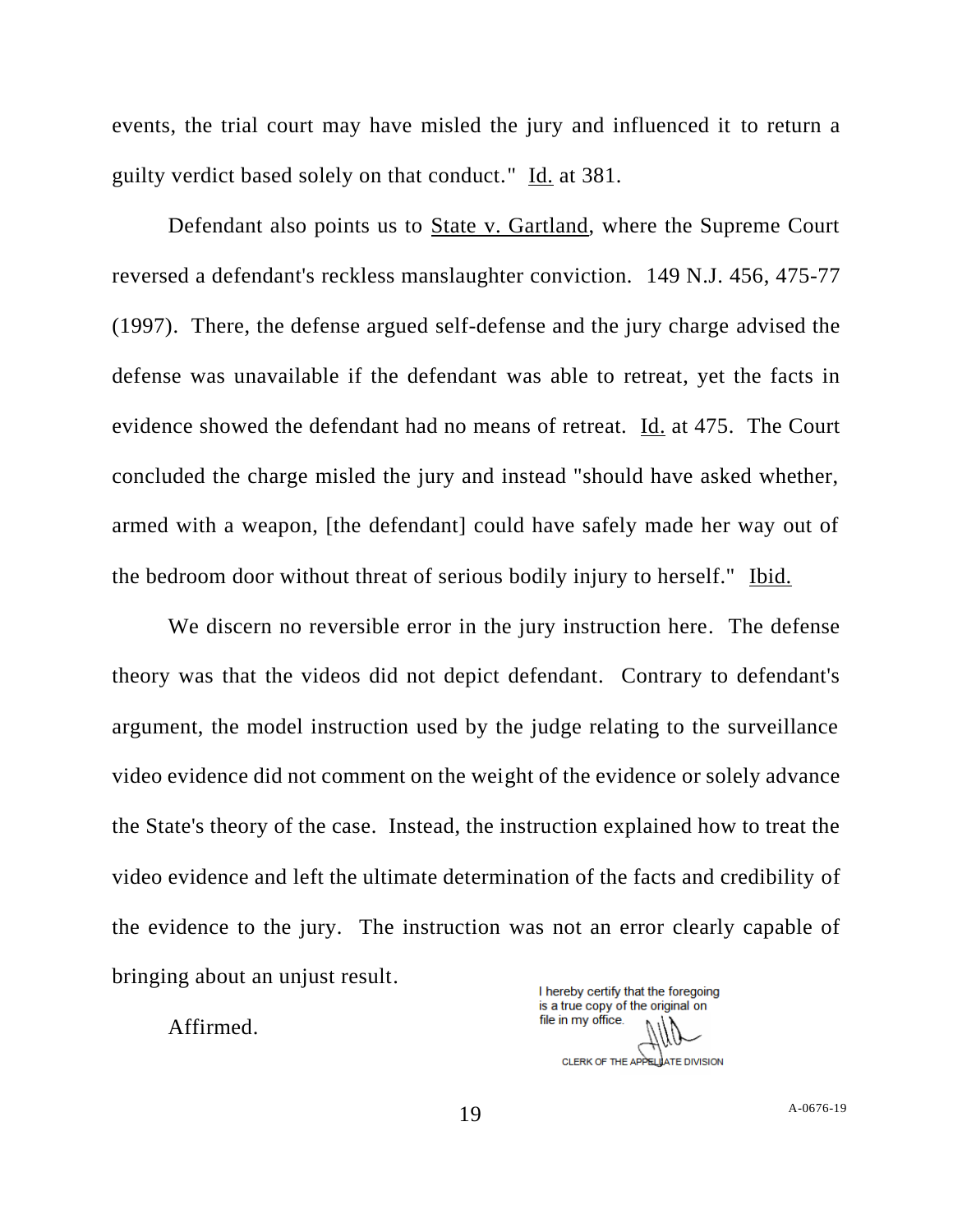events, the trial court may have misled the jury and influenced it to return a guilty verdict based solely on that conduct." Id. at 381.

Defendant also points us to State v. Gartland, where the Supreme Court reversed a defendant's reckless manslaughter conviction. 149 N.J. 456, 475-77 (1997). There, the defense argued self-defense and the jury charge advised the defense was unavailable if the defendant was able to retreat, yet the facts in evidence showed the defendant had no means of retreat. Id. at 475. The Court concluded the charge misled the jury and instead "should have asked whether, armed with a weapon, [the defendant] could have safely made her way out of the bedroom door without threat of serious bodily injury to herself." Ibid.

We discern no reversible error in the jury instruction here. The defense theory was that the videos did not depict defendant. Contrary to defendant's argument, the model instruction used by the judge relating to the surveillance video evidence did not comment on the weight of the evidence or solely advance the State's theory of the case. Instead, the instruction explained how to treat the video evidence and left the ultimate determination of the facts and credibility of the evidence to the jury. The instruction was not an error clearly capable of bringing about an unjust result.

Affirmed.

I hereby certify that the foregoing is a true copy of the original on file in my office.

CLERK OF THE APPELLATE DIVISION

A-0676-19